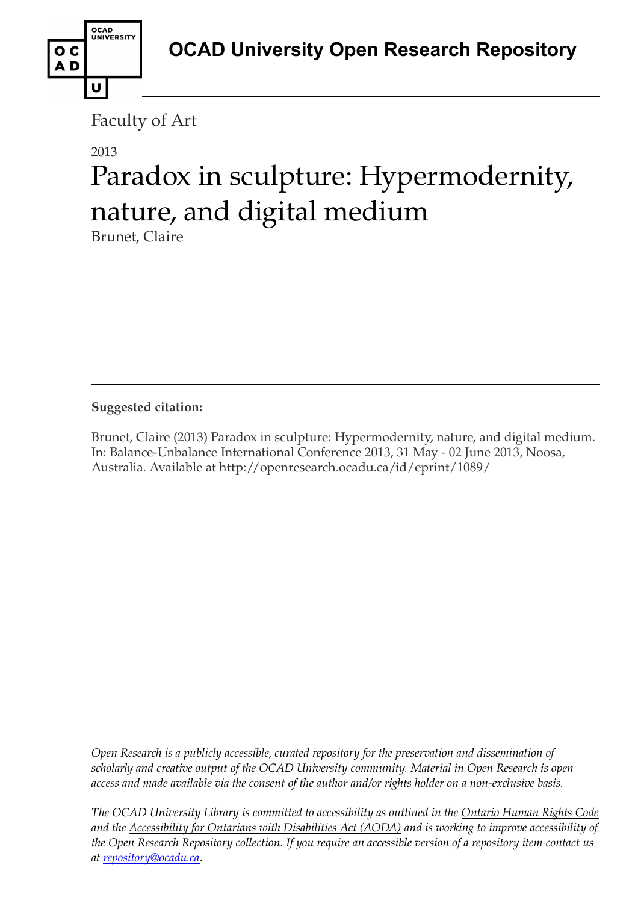# OCAD University Open Research Repository

Faculty of Art

2013

# Paradox in sculpture: Hypermodernity, nature, and digital medium

Brunet, Claire

---

**Suggested citation:**

Brunet, Claire (2013) Paradox in sculpture: Hypermodernity, nature, and digital medium. In: Balance-Unbalance International Conference 2013, 31 May - 02 June 2013, Noosa, Australia. Available at http://openresearch.ocadu.ca/id/eprint/1089/

*Open Research is a publicly accessible, curated repository for the preservation and dissemination of scholarly and creative output of the OCAD University community. Material in Open Research is open access and made available via the consent of the author and/or rights holder on a non-exclusive basis.*

*The OCAD University Library is committed to accessibility as outlined in the Ontario Human Rights Code and the Accessibility for Ontarians with Disabilities Act (AODA) and is working to improve accessibility of the Open Research Repository collection. If you require an accessible version of a repository item contact us at repository@ocadu.ca.*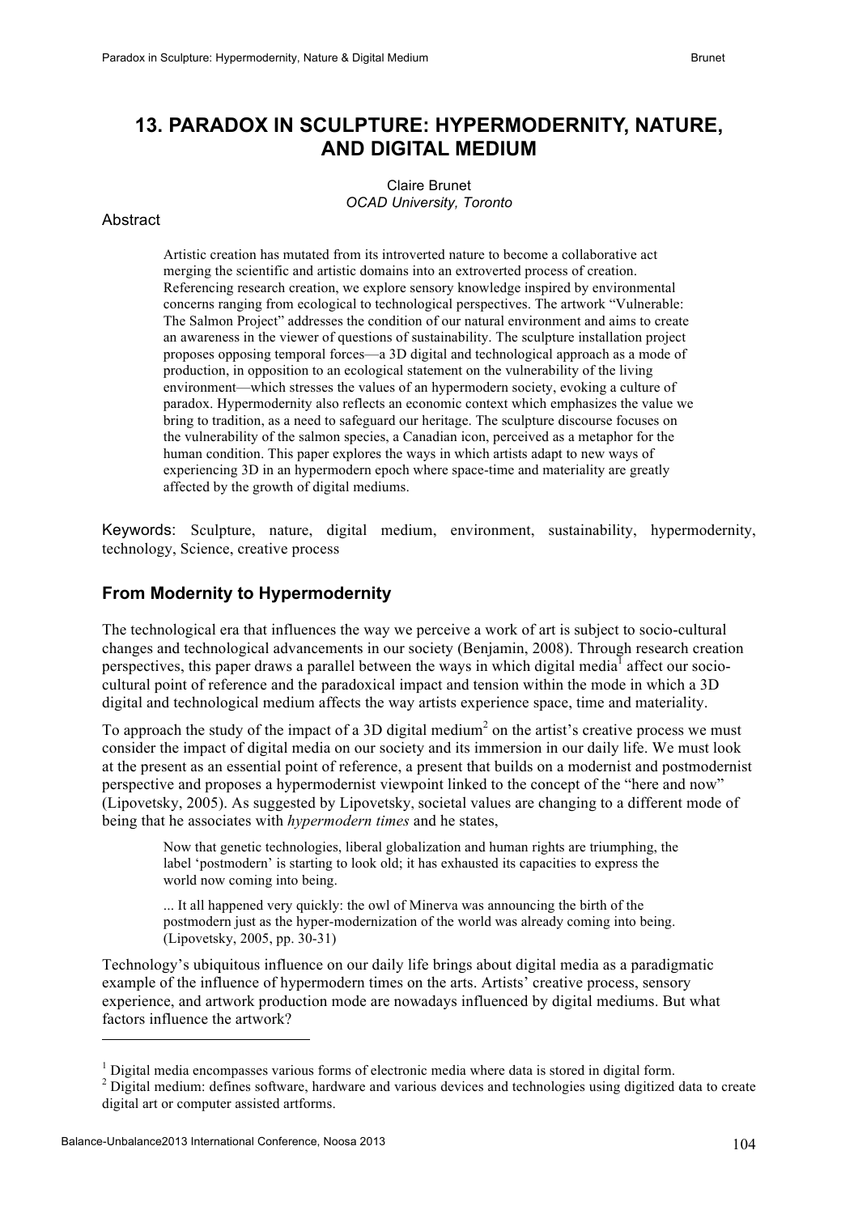# 13. PARADOX IN SCULPTURE: HYPERMODERNITY, NATURE, AND DIGITAL MEDIUM

Claire Brunet
*OCAD University, Toronto*

Abstract

> Artistic creation has mutated from its introverted nature to become a collaborative act merging the scientific and artistic domains into an extroverted process of creation. Referencing research creation, we explore sensory knowledge inspired by environmental concerns ranging from ecological to technological perspectives. The artwork "Vulnerable: The Salmon Project" addresses the condition of our natural environment and aims to create an awareness in the viewer of questions of sustainability. The sculpture installation project proposes opposing temporal forces—a 3D digital and technological approach as a mode of production, in opposition to an ecological statement on the vulnerability of the living environment—which stresses the values of an hypermodern society, evoking a culture of paradox. Hypermodernity also reflects an economic context which emphasizes the value we bring to tradition, as a need to safeguard our heritage. The sculpture discourse focuses on the vulnerability of the salmon species, a Canadian icon, perceived as a metaphor for the human condition. This paper explores the ways in which artists adapt to new ways of experiencing 3D in an hypermodern epoch where space-time and materiality are greatly affected by the growth of digital mediums.

Keywords: Sculpture, nature, digital medium, environment, sustainability, hypermodernity, technology, Science, creative process

## From Modernity to Hypermodernity

The technological era that influences the way we perceive a work of art is subject to socio-cultural changes and technological advancements in our society (Benjamin, 2008). Through research creation perspectives, this paper draws a parallel between the ways in which digital media[1] affect our socio-cultural point of reference and the paradoxical impact and tension within the mode in which a 3D digital and technological medium affects the way artists experience space, time and materiality.

To approach the study of the impact of a 3D digital medium[2] on the artist's creative process we must consider the impact of digital media on our society and its immersion in our daily life. We must look at the present as an essential point of reference, a present that builds on a modernist and postmodernist perspective and proposes a hypermodernist viewpoint linked to the concept of the "here and now" (Lipovetsky, 2005). As suggested by Lipovetsky, societal values are changing to a different mode of being that he associates with *hypermodern times* and he states,

> Now that genetic technologies, liberal globalization and human rights are triumphing, the label 'postmodern' is starting to look old; it has exhausted its capacities to express the world now coming into being.
>
> ... It all happened very quickly: the owl of Minerva was announcing the birth of the postmodern just as the hyper-modernization of the world was already coming into being. (Lipovetsky, 2005, pp. 30-31)

Technology's ubiquitous influence on our daily life brings about digital media as a paradigmatic example of the influence of hypermodern times on the arts. Artists' creative process, sensory experience, and artwork production mode are nowadays influenced by digital mediums. But what factors influence the artwork?

---

[1] Digital media encompasses various forms of electronic media where data is stored in digital form.

[2] Digital medium: defines software, hardware and various devices and technologies using digitized data to create digital art or computer assisted artforms.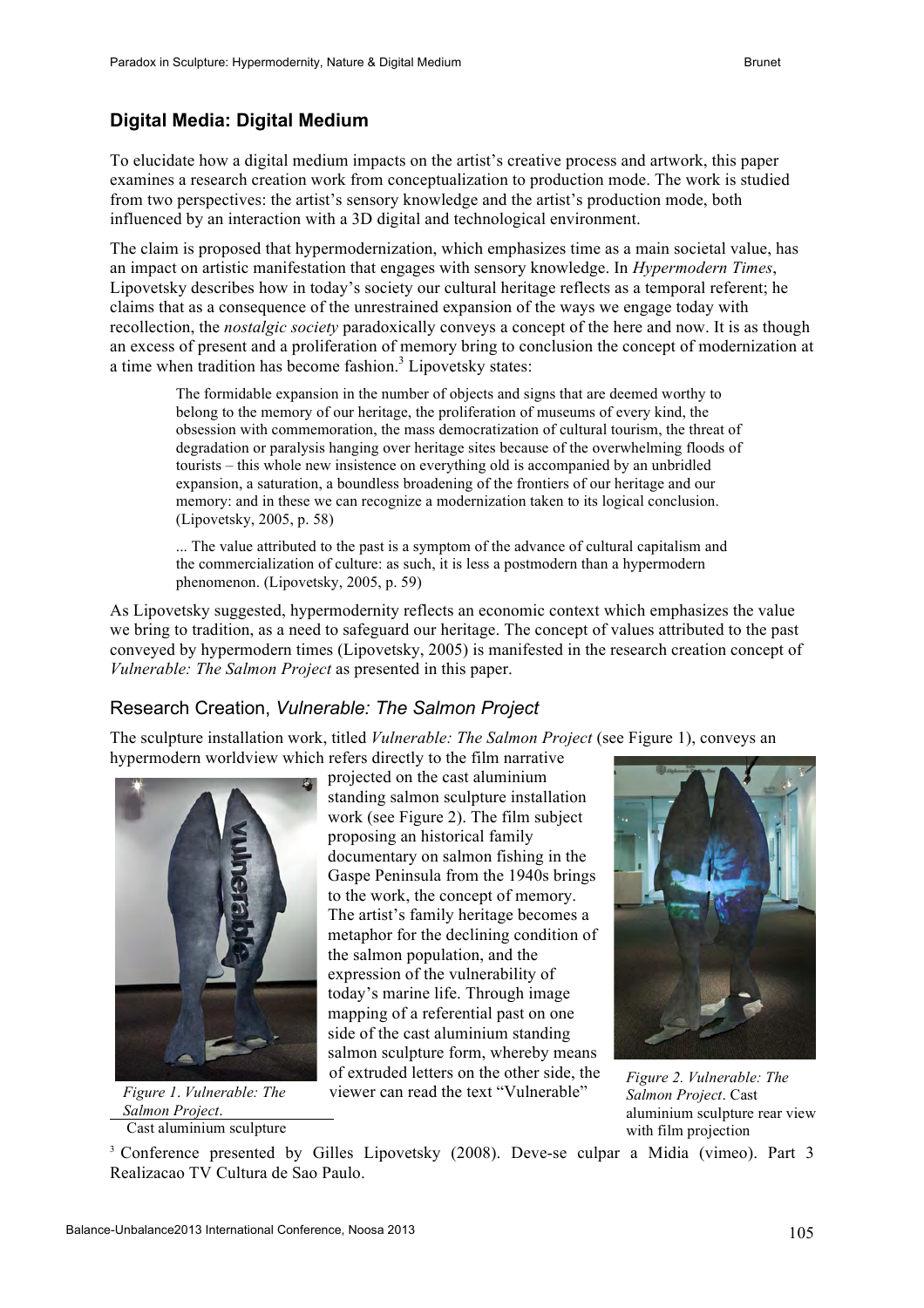## Digital Media: Digital Medium

To elucidate how a digital medium impacts on the artist's creative process and artwork, this paper examines a research creation work from conceptualization to production mode. The work is studied from two perspectives: the artist's sensory knowledge and the artist's production mode, both influenced by an interaction with a 3D digital and technological environment.

The claim is proposed that hypermodernization, which emphasizes time as a main societal value, has an impact on artistic manifestation that engages with sensory knowledge. In *Hypermodern Times*, Lipovetsky describes how in today's society our cultural heritage reflects as a temporal referent; he claims that as a consequence of the unrestrained expansion of the ways we engage today with recollection, the *nostalgic society* paradoxically conveys a concept of the here and now. It is as though an excess of present and a proliferation of memory bring to conclusion the concept of modernization at a time when tradition has become fashion.[3] Lipovetsky states:

> The formidable expansion in the number of objects and signs that are deemed worthy to belong to the memory of our heritage, the proliferation of museums of every kind, the obsession with commemoration, the mass democratization of cultural tourism, the threat of degradation or paralysis hanging over heritage sites because of the overwhelming floods of tourists – this whole new insistence on everything old is accompanied by an unbridled expansion, a saturation, a boundless broadening of the frontiers of our heritage and our memory: and in these we can recognize a modernization taken to its logical conclusion. (Lipovetsky, 2005, p. 58)
>
> ... The value attributed to the past is a symptom of the advance of cultural capitalism and the commercialization of culture: as such, it is less a postmodern than a hypermodern phenomenon. (Lipovetsky, 2005, p. 59)

As Lipovetsky suggested, hypermodernity reflects an economic context which emphasizes the value we bring to tradition, as a need to safeguard our heritage. The concept of values attributed to the past conveyed by hypermodern times (Lipovetsky, 2005) is manifested in the research creation concept of *Vulnerable: The Salmon Project* as presented in this paper.

### Research Creation, *Vulnerable: The Salmon Project*

The sculpture installation work, titled *Vulnerable: The Salmon Project* (see Figure 1), conveys an hypermodern worldview which refers directly to the film narrative projected on the cast aluminium standing salmon sculpture installation work (see Figure 2). The film subject proposing an historical family documentary on salmon fishing in the Gaspe Peninsula from the 1940s brings to the work, the concept of memory. The artist's family heritage becomes a metaphor for the declining condition of the salmon population, and the expression of the vulnerability of today's marine life. Through image mapping of a referential past on one side of the cast aluminium standing salmon sculpture form, whereby means of extruded letters on the other side, the viewer can read the text "Vulnerable"

*Figure 1. Vulnerable: The Salmon Project.* Cast aluminium sculpture

*Figure 2. Vulnerable: The Salmon Project.* Cast aluminium sculpture rear view with film projection

[3] Conference presented by Gilles Lipovetsky (2008). Deve-se culpar a Midia (vimeo). Part 3 Realizacao TV Cultura de Sao Paulo.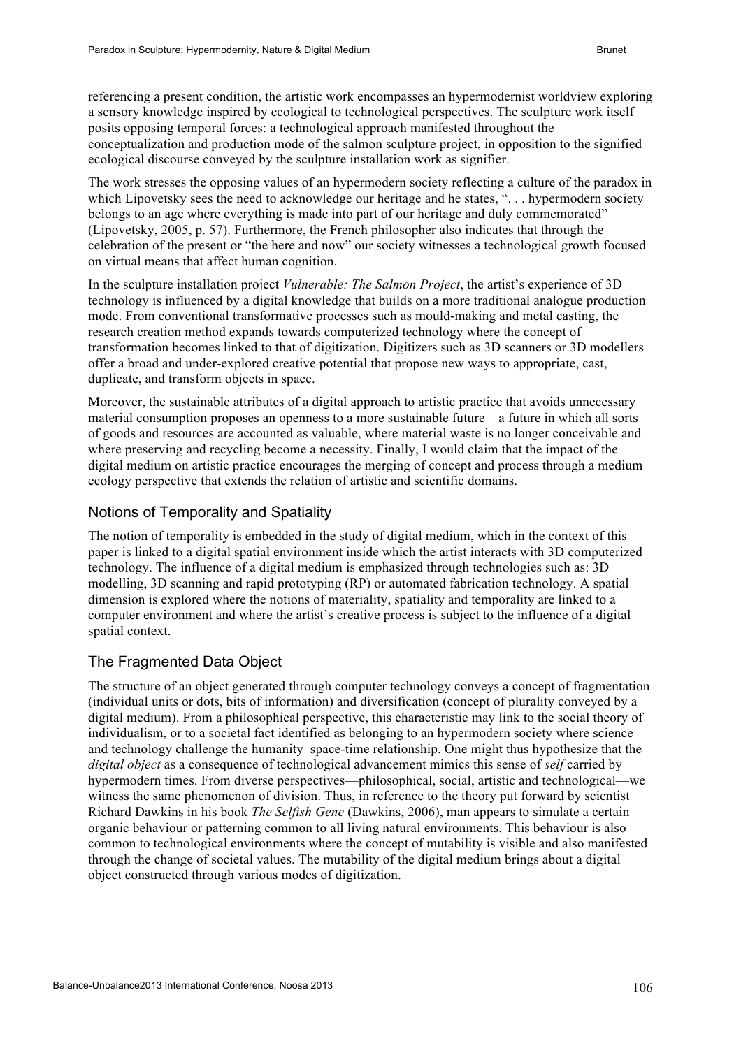referencing a present condition, the artistic work encompasses an hypermodernist worldview exploring a sensory knowledge inspired by ecological to technological perspectives. The sculpture work itself posits opposing temporal forces: a technological approach manifested throughout the conceptualization and production mode of the salmon sculpture project, in opposition to the signified ecological discourse conveyed by the sculpture installation work as signifier.

The work stresses the opposing values of an hypermodern society reflecting a culture of the paradox in which Lipovetsky sees the need to acknowledge our heritage and he states, ". . . hypermodern society belongs to an age where everything is made into part of our heritage and duly commemorated" (Lipovetsky, 2005, p. 57). Furthermore, the French philosopher also indicates that through the celebration of the present or "the here and now" our society witnesses a technological growth focused on virtual means that affect human cognition.

In the sculpture installation project *Vulnerable: The Salmon Project*, the artist's experience of 3D technology is influenced by a digital knowledge that builds on a more traditional analogue production mode. From conventional transformative processes such as mould-making and metal casting, the research creation method expands towards computerized technology where the concept of transformation becomes linked to that of digitization. Digitizers such as 3D scanners or 3D modellers offer a broad and under-explored creative potential that propose new ways to appropriate, cast, duplicate, and transform objects in space.

Moreover, the sustainable attributes of a digital approach to artistic practice that avoids unnecessary material consumption proposes an openness to a more sustainable future—a future in which all sorts of goods and resources are accounted as valuable, where material waste is no longer conceivable and where preserving and recycling become a necessity. Finally, I would claim that the impact of the digital medium on artistic practice encourages the merging of concept and process through a medium ecology perspective that extends the relation of artistic and scientific domains.

## Notions of Temporality and Spatiality

The notion of temporality is embedded in the study of digital medium, which in the context of this paper is linked to a digital spatial environment inside which the artist interacts with 3D computerized technology. The influence of a digital medium is emphasized through technologies such as: 3D modelling, 3D scanning and rapid prototyping (RP) or automated fabrication technology. A spatial dimension is explored where the notions of materiality, spatiality and temporality are linked to a computer environment and where the artist's creative process is subject to the influence of a digital spatial context.

## The Fragmented Data Object

The structure of an object generated through computer technology conveys a concept of fragmentation (individual units or dots, bits of information) and diversification (concept of plurality conveyed by a digital medium). From a philosophical perspective, this characteristic may link to the social theory of individualism, or to a societal fact identified as belonging to an hypermodern society where science and technology challenge the humanity–space-time relationship. One might thus hypothesize that the *digital object* as a consequence of technological advancement mimics this sense of *self* carried by hypermodern times. From diverse perspectives—philosophical, social, artistic and technological—we witness the same phenomenon of division. Thus, in reference to the theory put forward by scientist Richard Dawkins in his book *The Selfish Gene* (Dawkins, 2006), man appears to simulate a certain organic behaviour or patterning common to all living natural environments. This behaviour is also common to technological environments where the concept of mutability is visible and also manifested through the change of societal values. The mutability of the digital medium brings about a digital object constructed through various modes of digitization.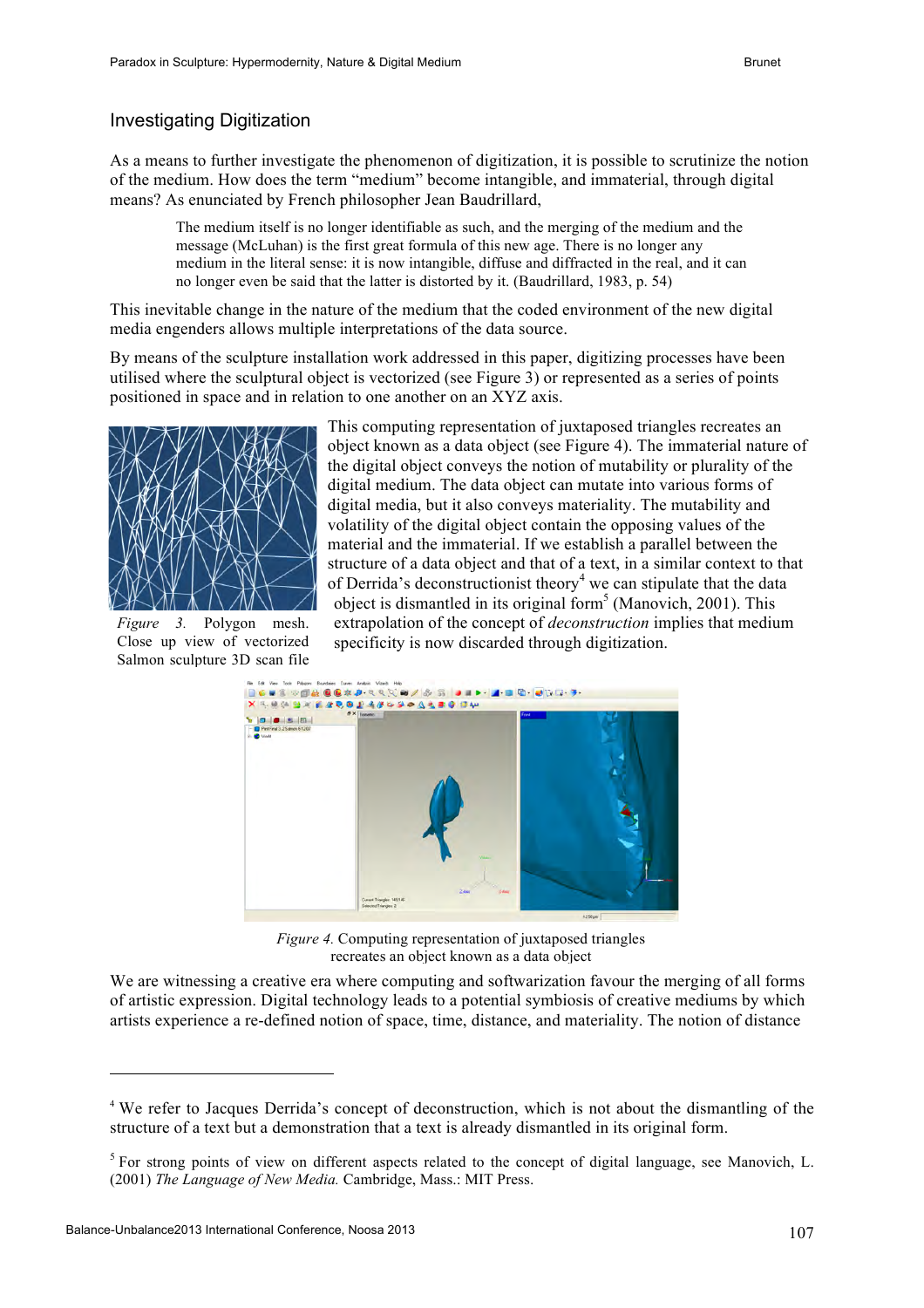## Investigating Digitization

As a means to further investigate the phenomenon of digitization, it is possible to scrutinize the notion of the medium. How does the term "medium" become intangible, and immaterial, through digital means? As enunciated by French philosopher Jean Baudrillard,

> The medium itself is no longer identifiable as such, and the merging of the medium and the message (McLuhan) is the first great formula of this new age. There is no longer any medium in the literal sense: it is now intangible, diffuse and diffracted in the real, and it can no longer even be said that the latter is distorted by it. (Baudrillard, 1983, p. 54)

This inevitable change in the nature of the medium that the coded environment of the new digital media engenders allows multiple interpretations of the data source.

By means of the sculpture installation work addressed in this paper, digitizing processes have been utilised where the sculptural object is vectorized (see Figure 3) or represented as a series of points positioned in space and in relation to one another on an XYZ axis.

*Figure 3.* Polygon mesh. Close up view of vectorized Salmon sculpture 3D scan file

This computing representation of juxtaposed triangles recreates an object known as a data object (see Figure 4). The immaterial nature of the digital object conveys the notion of mutability or plurality of the digital medium. The data object can mutate into various forms of digital media, but it also conveys materiality. The mutability and volatility of the digital object contain the opposing values of the material and the immaterial. If we establish a parallel between the structure of a data object and that of a text, in a similar context to that of Derrida's deconstructionist theory[4] we can stipulate that the data object is dismantled in its original form[5] (Manovich, 2001). This extrapolation of the concept of *deconstruction* implies that medium specificity is now discarded through digitization.

*Figure 4.* Computing representation of juxtaposed triangles recreates an object known as a data object

We are witnessing a creative era where computing and softwarization favour the merging of all forms of artistic expression. Digital technology leads to a potential symbiosis of creative mediums by which artists experience a re-defined notion of space, time, distance, and materiality. The notion of distance

---

[4] We refer to Jacques Derrida's concept of deconstruction, which is not about the dismantling of the structure of a text but a demonstration that a text is already dismantled in its original form.

[5] For strong points of view on different aspects related to the concept of digital language, see Manovich, L. (2001) *The Language of New Media.* Cambridge, Mass.: MIT Press.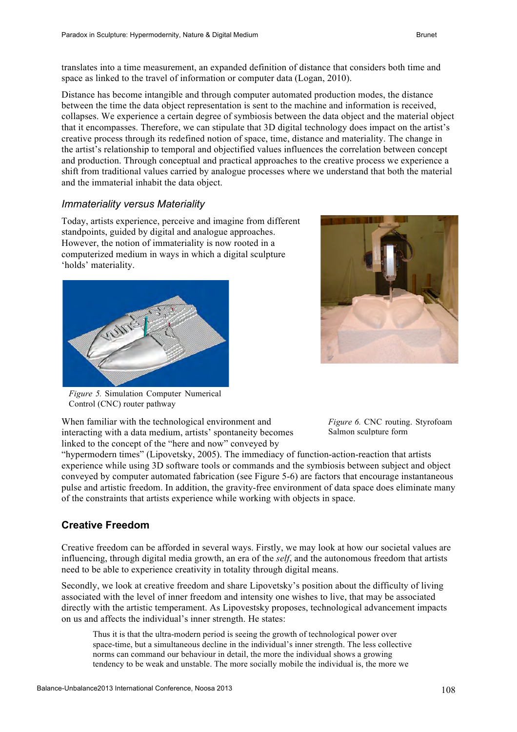translates into a time measurement, an expanded definition of distance that considers both time and space as linked to the travel of information or computer data (Logan, 2010).

Distance has become intangible and through computer automated production modes, the distance between the time the data object representation is sent to the machine and information is received, collapses. We experience a certain degree of symbiosis between the data object and the material object that it encompasses. Therefore, we can stipulate that 3D digital technology does impact on the artist's creative process through its redefined notion of space, time, distance and materiality. The change in the artist's relationship to temporal and objectified values influences the correlation between concept and production. Through conceptual and practical approaches to the creative process we experience a shift from traditional values carried by analogue processes where we understand that both the material and the immaterial inhabit the data object.

### *Immateriality versus Materiality*

Today, artists experience, perceive and imagine from different standpoints, guided by digital and analogue approaches. However, the notion of immateriality is now rooted in a computerized medium in ways in which a digital sculpture 'holds' materiality.

*Figure 5.* Simulation Computer Numerical Control (CNC) router pathway

*Figure 6.* CNC routing. Styrofoam Salmon sculpture form

When familiar with the technological environment and interacting with a data medium, artists' spontaneity becomes linked to the concept of the "here and now" conveyed by "hypermodern times" (Lipovetsky, 2005). The immediacy of function-action-reaction that artists experience while using 3D software tools or commands and the symbiosis between subject and object conveyed by computer automated fabrication (see Figure 5-6) are factors that encourage instantaneous pulse and artistic freedom. In addition, the gravity-free environment of data space does eliminate many of the constraints that artists experience while working with objects in space.

## Creative Freedom

Creative freedom can be afforded in several ways. Firstly, we may look at how our societal values are influencing, through digital media growth, an era of the *self*, and the autonomous freedom that artists need to be able to experience creativity in totality through digital means.

Secondly, we look at creative freedom and share Lipovetsky's position about the difficulty of living associated with the level of inner freedom and intensity one wishes to live, that may be associated directly with the artistic temperament. As Lipovestsky proposes, technological advancement impacts on us and affects the individual's inner strength. He states:

> Thus it is that the ultra-modern period is seeing the growth of technological power over space-time, but a simultaneous decline in the individual's inner strength. The less collective norms can command our behaviour in detail, the more the individual shows a growing tendency to be weak and unstable. The more socially mobile the individual is, the more we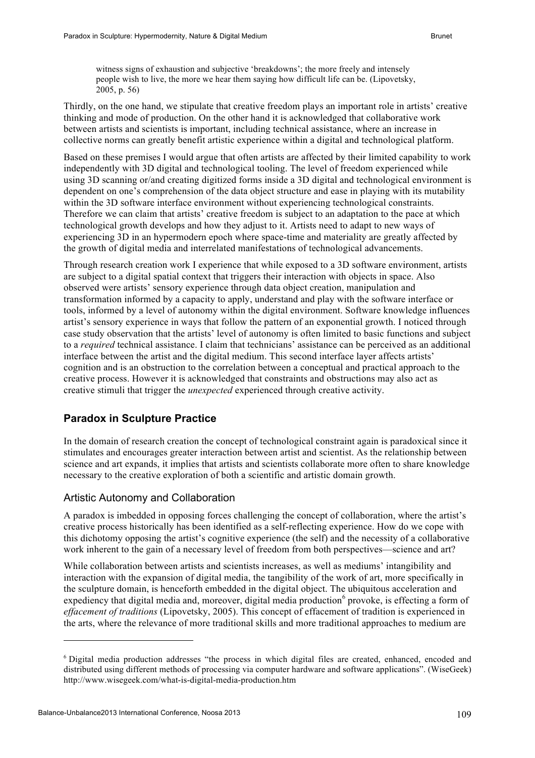> witness signs of exhaustion and subjective 'breakdowns'; the more freely and intensely people wish to live, the more we hear them saying how difficult life can be. (Lipovetsky, 2005, p. 56)

Thirdly, on the one hand, we stipulate that creative freedom plays an important role in artists' creative thinking and mode of production. On the other hand it is acknowledged that collaborative work between artists and scientists is important, including technical assistance, where an increase in collective norms can greatly benefit artistic experience within a digital and technological platform.

Based on these premises I would argue that often artists are affected by their limited capability to work independently with 3D digital and technological tooling. The level of freedom experienced while using 3D scanning or/and creating digitized forms inside a 3D digital and technological environment is dependent on one's comprehension of the data object structure and ease in playing with its mutability within the 3D software interface environment without experiencing technological constraints. Therefore we can claim that artists' creative freedom is subject to an adaptation to the pace at which technological growth develops and how they adjust to it. Artists need to adapt to new ways of experiencing 3D in an hypermodern epoch where space-time and materiality are greatly affected by the growth of digital media and interrelated manifestations of technological advancements.

Through research creation work I experience that while exposed to a 3D software environment, artists are subject to a digital spatial context that triggers their interaction with objects in space. Also observed were artists' sensory experience through data object creation, manipulation and transformation informed by a capacity to apply, understand and play with the software interface or tools, informed by a level of autonomy within the digital environment. Software knowledge influences artist's sensory experience in ways that follow the pattern of an exponential growth. I noticed through case study observation that the artists' level of autonomy is often limited to basic functions and subject to a *required* technical assistance. I claim that technicians' assistance can be perceived as an additional interface between the artist and the digital medium. This second interface layer affects artists' cognition and is an obstruction to the correlation between a conceptual and practical approach to the creative process. However it is acknowledged that constraints and obstructions may also act as creative stimuli that trigger the *unexpected* experienced through creative activity.

## Paradox in Sculpture Practice

In the domain of research creation the concept of technological constraint again is paradoxical since it stimulates and encourages greater interaction between artist and scientist. As the relationship between science and art expands, it implies that artists and scientists collaborate more often to share knowledge necessary to the creative exploration of both a scientific and artistic domain growth.

### Artistic Autonomy and Collaboration

A paradox is imbedded in opposing forces challenging the concept of collaboration, where the artist's creative process historically has been identified as a self-reflecting experience. How do we cope with this dichotomy opposing the artist's cognitive experience (the self) and the necessity of a collaborative work inherent to the gain of a necessary level of freedom from both perspectives—science and art?

While collaboration between artists and scientists increases, as well as mediums' intangibility and interaction with the expansion of digital media, the tangibility of the work of art, more specifically in the sculpture domain, is henceforth embedded in the digital object. The ubiquitous acceleration and expediency that digital media and, moreover, digital media production[6] provoke, is effecting a form of *effacement of traditions* (Lipovetsky, 2005). This concept of effacement of tradition is experienced in the arts, where the relevance of more traditional skills and more traditional approaches to medium are

---

[6] Digital media production addresses "the process in which digital files are created, enhanced, encoded and distributed using different methods of processing via computer hardware and software applications". (WiseGeek) http://www.wisegeek.com/what-is-digital-media-production.htm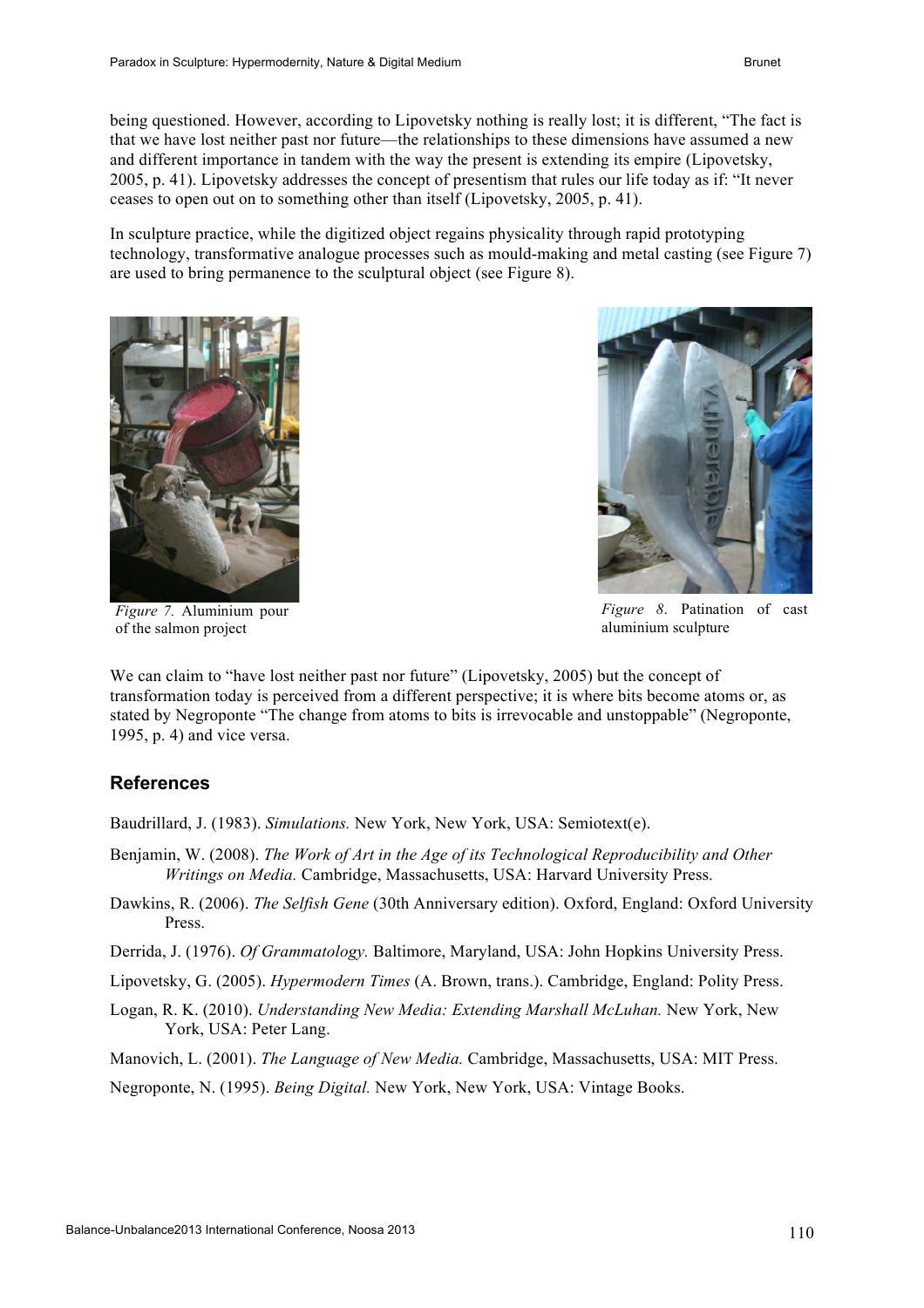being questioned. However, according to Lipovetsky nothing is really lost; it is different, "The fact is that we have lost neither past nor future—the relationships to these dimensions have assumed a new and different importance in tandem with the way the present is extending its empire (Lipovetsky, 2005, p. 41). Lipovetsky addresses the concept of presentism that rules our life today as if: "It never ceases to open out on to something other than itself (Lipovetsky, 2005, p. 41).

In sculpture practice, while the digitized object regains physicality through rapid prototyping technology, transformative analogue processes such as mould-making and metal casting (see Figure 7) are used to bring permanence to the sculptural object (see Figure 8).

*Figure 7.* Aluminium pour of the salmon project

*Figure 8*. Patination of cast aluminium sculpture

We can claim to "have lost neither past nor future" (Lipovetsky, 2005) but the concept of transformation today is perceived from a different perspective; it is where bits become atoms or, as stated by Negroponte "The change from atoms to bits is irrevocable and unstoppable" (Negroponte, 1995, p. 4) and vice versa.

## References

Baudrillard, J. (1983). *Simulations.* New York, New York, USA: Semiotext(e).

Benjamin, W. (2008). *The Work of Art in the Age of its Technological Reproducibility and Other Writings on Media.* Cambridge, Massachusetts, USA: Harvard University Press.

Dawkins, R. (2006). *The Selfish Gene* (30th Anniversary edition). Oxford, England: Oxford University Press.

Derrida, J. (1976). *Of Grammatology.* Baltimore, Maryland, USA: John Hopkins University Press.

Lipovetsky, G. (2005). *Hypermodern Times* (A. Brown, trans.). Cambridge, England: Polity Press.

Logan, R. K. (2010). *Understanding New Media: Extending Marshall McLuhan.* New York, New York, USA: Peter Lang.

Manovich, L. (2001). *The Language of New Media.* Cambridge, Massachusetts, USA: MIT Press.

Negroponte, N. (1995). *Being Digital.* New York, New York, USA: Vintage Books.